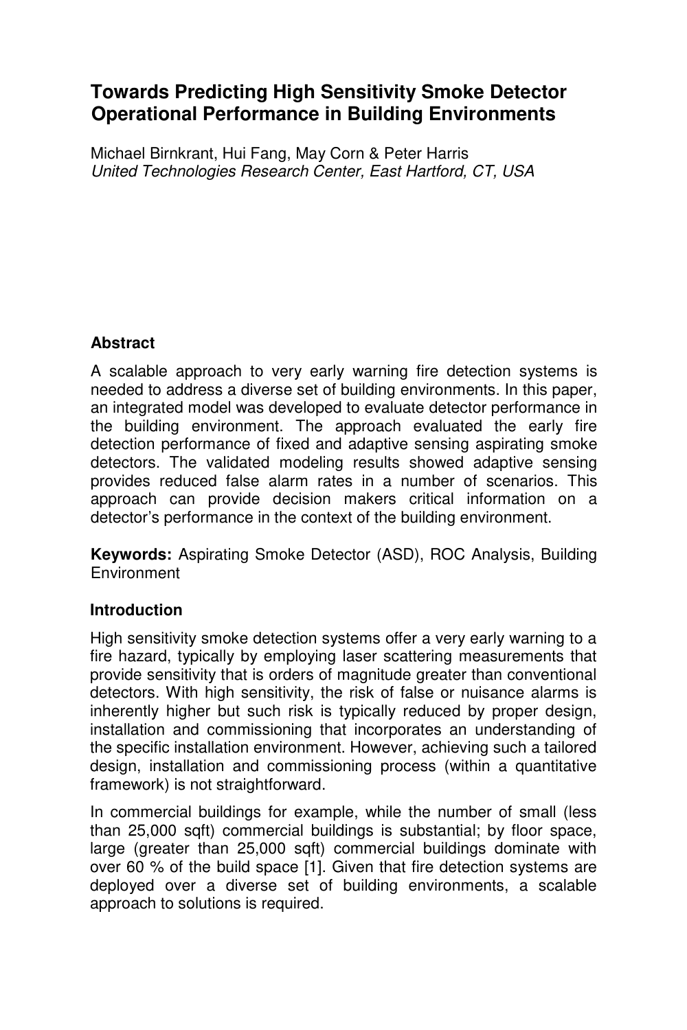# Towards Predicting High Sensitivity Smoke Detector Operational Performance in Building Environments

Michael Birnkrant, Hui Fang, May Corn & Peter Harris
*United Technologies Research Center, East Hartford, CT, USA*

## Abstract

A scalable approach to very early warning fire detection systems is needed to address a diverse set of building environments. In this paper, an integrated model was developed to evaluate detector performance in the building environment. The approach evaluated the early fire detection performance of fixed and adaptive sensing aspirating smoke detectors. The validated modeling results showed adaptive sensing provides reduced false alarm rates in a number of scenarios. This approach can provide decision makers critical information on a detector's performance in the context of the building environment.

**Keywords:** Aspirating Smoke Detector (ASD), ROC Analysis, Building Environment

## Introduction

High sensitivity smoke detection systems offer a very early warning to a fire hazard, typically by employing laser scattering measurements that provide sensitivity that is orders of magnitude greater than conventional detectors. With high sensitivity, the risk of false or nuisance alarms is inherently higher but such risk is typically reduced by proper design, installation and commissioning that incorporates an understanding of the specific installation environment. However, achieving such a tailored design, installation and commissioning process (within a quantitative framework) is not straightforward.

In commercial buildings for example, while the number of small (less than 25,000 sqft) commercial buildings is substantial; by floor space, large (greater than 25,000 sqft) commercial buildings dominate with over 60 % of the build space [1]. Given that fire detection systems are deployed over a diverse set of building environments, a scalable approach to solutions is required.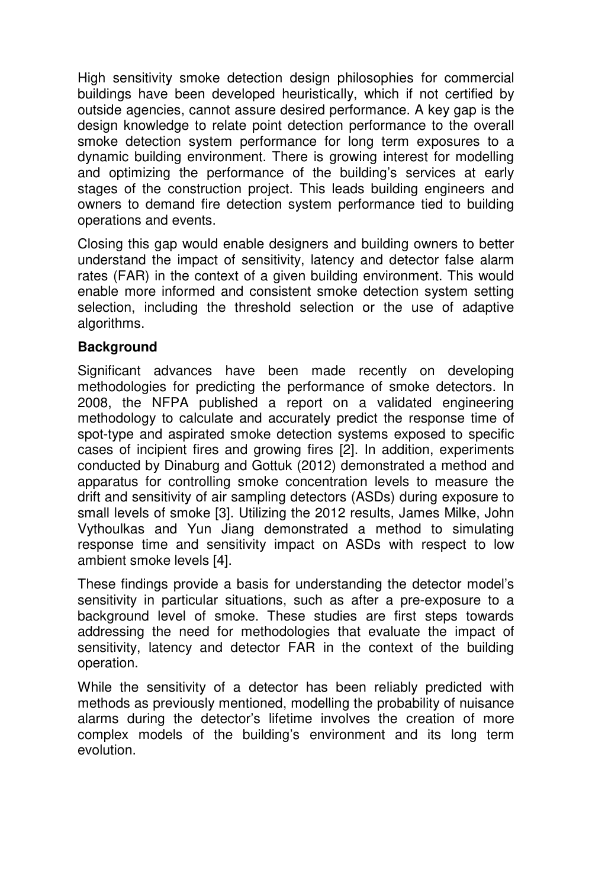High sensitivity smoke detection design philosophies for commercial buildings have been developed heuristically, which if not certified by outside agencies, cannot assure desired performance. A key gap is the design knowledge to relate point detection performance to the overall smoke detection system performance for long term exposures to a dynamic building environment. There is growing interest for modelling and optimizing the performance of the building's services at early stages of the construction project. This leads building engineers and owners to demand fire detection system performance tied to building operations and events.

Closing this gap would enable designers and building owners to better understand the impact of sensitivity, latency and detector false alarm rates (FAR) in the context of a given building environment. This would enable more informed and consistent smoke detection system setting selection, including the threshold selection or the use of adaptive algorithms.

**Background**

Significant advances have been made recently on developing methodologies for predicting the performance of smoke detectors. In 2008, the NFPA published a report on a validated engineering methodology to calculate and accurately predict the response time of spot-type and aspirated smoke detection systems exposed to specific cases of incipient fires and growing fires [2]. In addition, experiments conducted by Dinaburg and Gottuk (2012) demonstrated a method and apparatus for controlling smoke concentration levels to measure the drift and sensitivity of air sampling detectors (ASDs) during exposure to small levels of smoke [3]. Utilizing the 2012 results, James Milke, John Vythoulkas and Yun Jiang demonstrated a method to simulating response time and sensitivity impact on ASDs with respect to low ambient smoke levels [4].

These findings provide a basis for understanding the detector model's sensitivity in particular situations, such as after a pre-exposure to a background level of smoke. These studies are first steps towards addressing the need for methodologies that evaluate the impact of sensitivity, latency and detector FAR in the context of the building operation.

While the sensitivity of a detector has been reliably predicted with methods as previously mentioned, modelling the probability of nuisance alarms during the detector's lifetime involves the creation of more complex models of the building's environment and its long term evolution.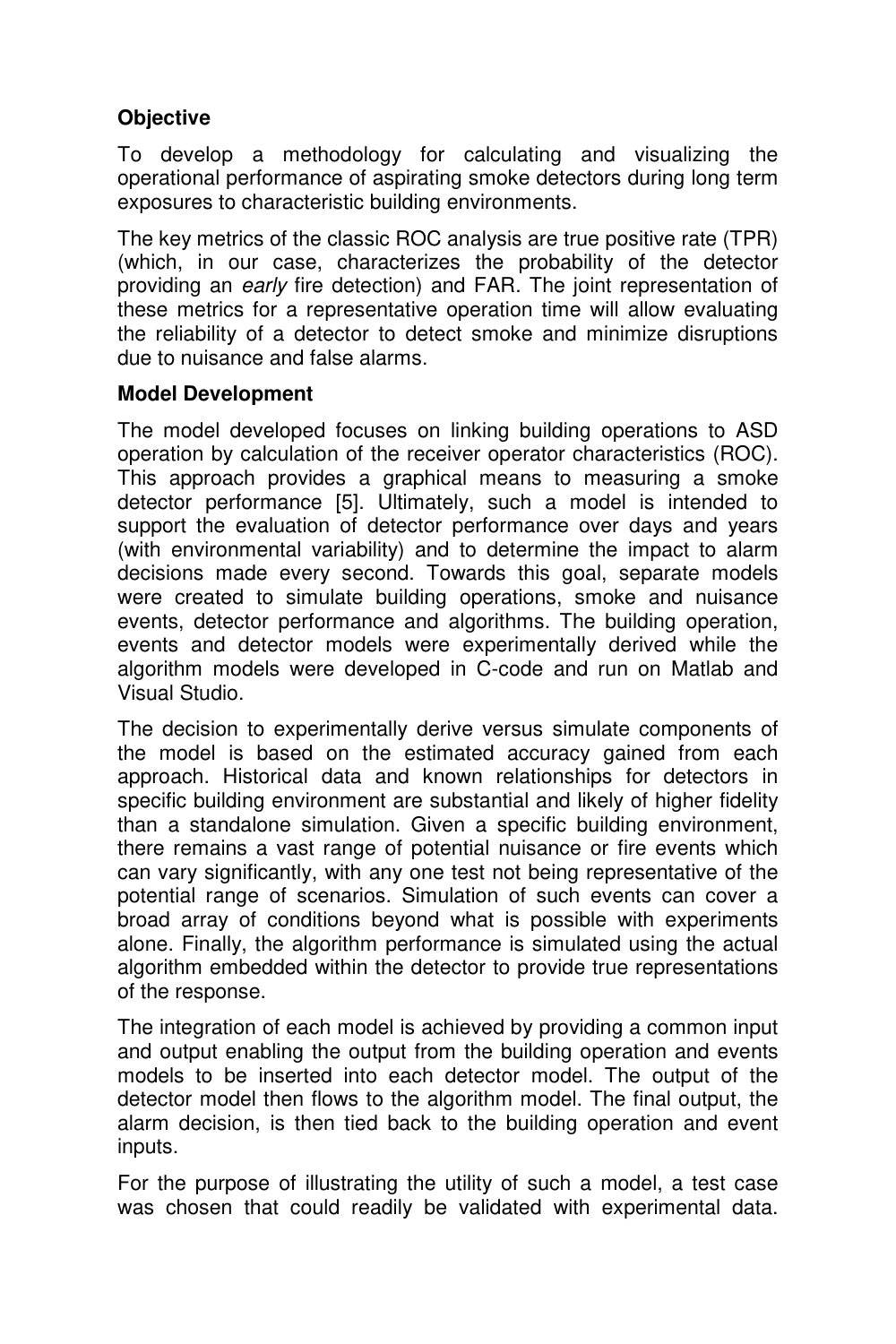## Objective

To develop a methodology for calculating and visualizing the operational performance of aspirating smoke detectors during long term exposures to characteristic building environments.

The key metrics of the classic ROC analysis are true positive rate (TPR) (which, in our case, characterizes the probability of the detector providing an *early* fire detection) and FAR. The joint representation of these metrics for a representative operation time will allow evaluating the reliability of a detector to detect smoke and minimize disruptions due to nuisance and false alarms.

## Model Development

The model developed focuses on linking building operations to ASD operation by calculation of the receiver operator characteristics (ROC). This approach provides a graphical means to measuring a smoke detector performance [5]. Ultimately, such a model is intended to support the evaluation of detector performance over days and years (with environmental variability) and to determine the impact to alarm decisions made every second. Towards this goal, separate models were created to simulate building operations, smoke and nuisance events, detector performance and algorithms. The building operation, events and detector models were experimentally derived while the algorithm models were developed in C-code and run on Matlab and Visual Studio.

The decision to experimentally derive versus simulate components of the model is based on the estimated accuracy gained from each approach. Historical data and known relationships for detectors in specific building environment are substantial and likely of higher fidelity than a standalone simulation. Given a specific building environment, there remains a vast range of potential nuisance or fire events which can vary significantly, with any one test not being representative of the potential range of scenarios. Simulation of such events can cover a broad array of conditions beyond what is possible with experiments alone. Finally, the algorithm performance is simulated using the actual algorithm embedded within the detector to provide true representations of the response.

The integration of each model is achieved by providing a common input and output enabling the output from the building operation and events models to be inserted into each detector model. The output of the detector model then flows to the algorithm model. The final output, the alarm decision, is then tied back to the building operation and event inputs.

For the purpose of illustrating the utility of such a model, a test case was chosen that could readily be validated with experimental data.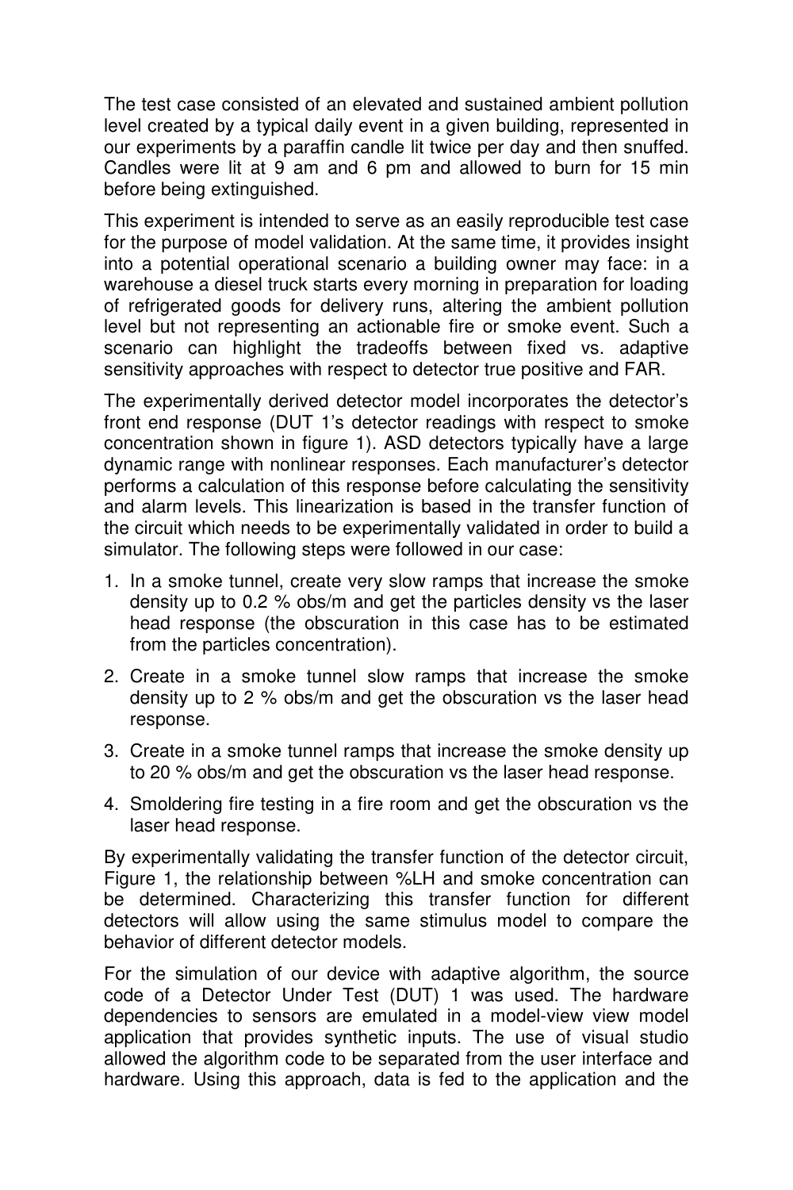The test case consisted of an elevated and sustained ambient pollution level created by a typical daily event in a given building, represented in our experiments by a paraffin candle lit twice per day and then snuffed. Candles were lit at 9 am and 6 pm and allowed to burn for 15 min before being extinguished.

This experiment is intended to serve as an easily reproducible test case for the purpose of model validation. At the same time, it provides insight into a potential operational scenario a building owner may face: in a warehouse a diesel truck starts every morning in preparation for loading of refrigerated goods for delivery runs, altering the ambient pollution level but not representing an actionable fire or smoke event. Such a scenario can highlight the tradeoffs between fixed vs. adaptive sensitivity approaches with respect to detector true positive and FAR.

The experimentally derived detector model incorporates the detector's front end response (DUT 1's detector readings with respect to smoke concentration shown in figure 1). ASD detectors typically have a large dynamic range with nonlinear responses. Each manufacturer's detector performs a calculation of this response before calculating the sensitivity and alarm levels. This linearization is based in the transfer function of the circuit which needs to be experimentally validated in order to build a simulator. The following steps were followed in our case:

1. In a smoke tunnel, create very slow ramps that increase the smoke density up to 0.2 % obs/m and get the particles density vs the laser head response (the obscuration in this case has to be estimated from the particles concentration).
2. Create in a smoke tunnel slow ramps that increase the smoke density up to 2 % obs/m and get the obscuration vs the laser head response.
3. Create in a smoke tunnel ramps that increase the smoke density up to 20 % obs/m and get the obscuration vs the laser head response.
4. Smoldering fire testing in a fire room and get the obscuration vs the laser head response.

By experimentally validating the transfer function of the detector circuit, Figure 1, the relationship between %LH and smoke concentration can be determined. Characterizing this transfer function for different detectors will allow using the same stimulus model to compare the behavior of different detector models.

For the simulation of our device with adaptive algorithm, the source code of a Detector Under Test (DUT) 1 was used. The hardware dependencies to sensors are emulated in a model-view view model application that provides synthetic inputs. The use of visual studio allowed the algorithm code to be separated from the user interface and hardware. Using this approach, data is fed to the application and the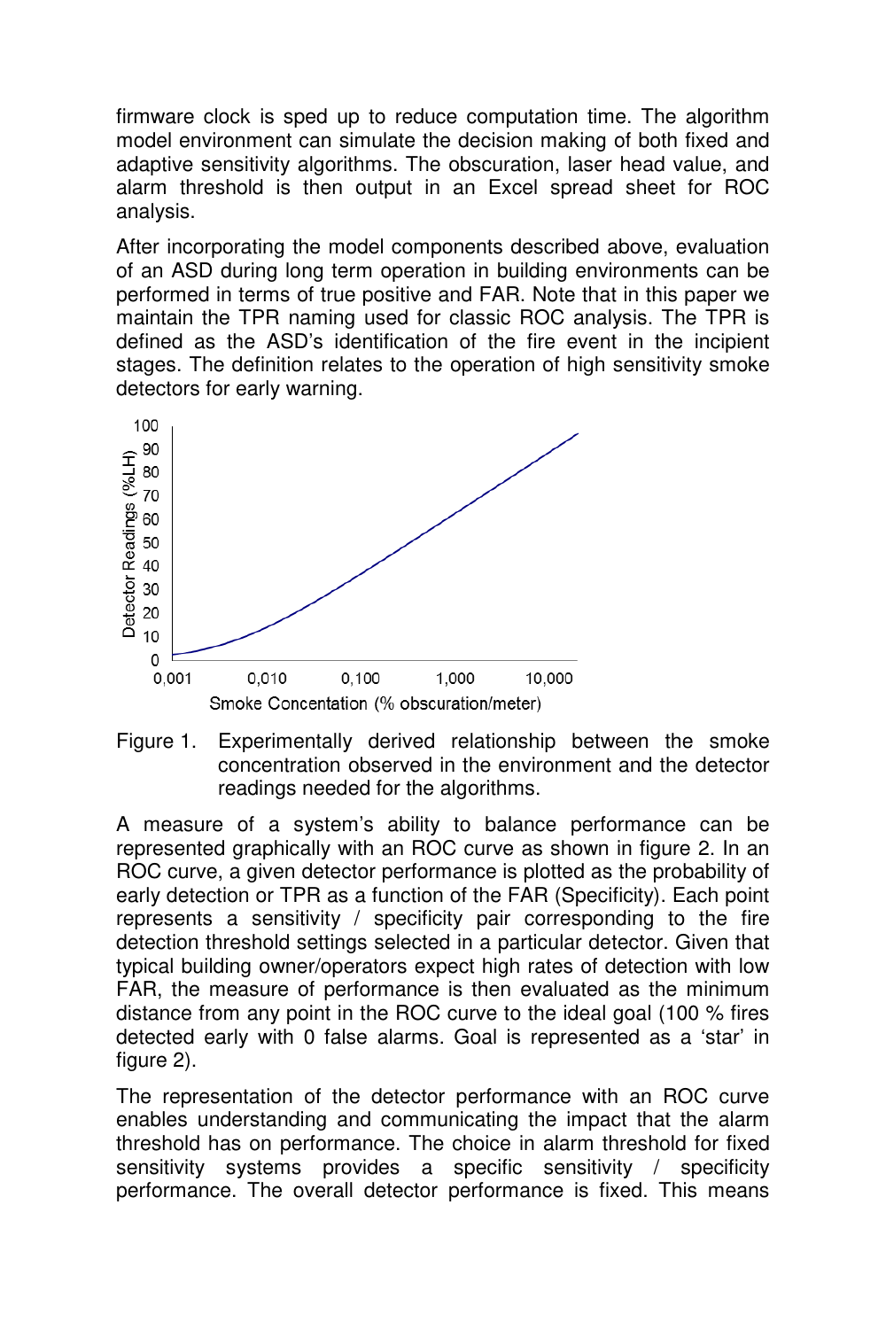firmware clock is sped up to reduce computation time. The algorithm model environment can simulate the decision making of both fixed and adaptive sensitivity algorithms. The obscuration, laser head value, and alarm threshold is then output in an Excel spread sheet for ROC analysis.

After incorporating the model components described above, evaluation of an ASD during long term operation in building environments can be performed in terms of true positive and FAR. Note that in this paper we maintain the TPR naming used for classic ROC analysis. The TPR is defined as the ASD's identification of the fire event in the incipient stages. The definition relates to the operation of high sensitivity smoke detectors for early warning.

Figure 1. Experimentally derived relationship between the smoke concentration observed in the environment and the detector readings needed for the algorithms.

A measure of a system's ability to balance performance can be represented graphically with an ROC curve as shown in figure 2. In an ROC curve, a given detector performance is plotted as the probability of early detection or TPR as a function of the FAR (Specificity). Each point represents a sensitivity / specificity pair corresponding to the fire detection threshold settings selected in a particular detector. Given that typical building owner/operators expect high rates of detection with low FAR, the measure of performance is then evaluated as the minimum distance from any point in the ROC curve to the ideal goal (100 % fires detected early with 0 false alarms. Goal is represented as a 'star' in figure 2).

The representation of the detector performance with an ROC curve enables understanding and communicating the impact that the alarm threshold has on performance. The choice in alarm threshold for fixed sensitivity systems provides a specific sensitivity / specificity performance. The overall detector performance is fixed. This means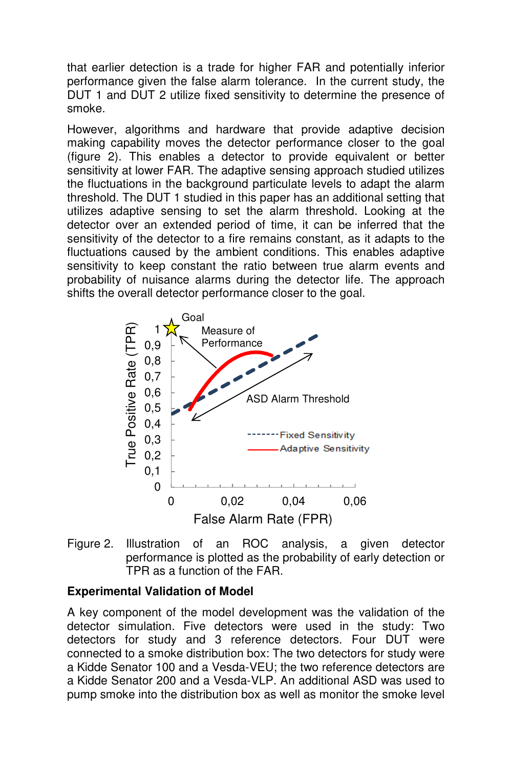that earlier detection is a trade for higher FAR and potentially inferior performance given the false alarm tolerance. In the current study, the DUT 1 and DUT 2 utilize fixed sensitivity to determine the presence of smoke.

However, algorithms and hardware that provide adaptive decision making capability moves the detector performance closer to the goal (figure 2). This enables a detector to provide equivalent or better sensitivity at lower FAR. The adaptive sensing approach studied utilizes the fluctuations in the background particulate levels to adapt the alarm threshold. The DUT 1 studied in this paper has an additional setting that utilizes adaptive sensing to set the alarm threshold. Looking at the detector over an extended period of time, it can be inferred that the sensitivity of the detector to a fire remains constant, as it adapts to the fluctuations caused by the ambient conditions. This enables adaptive sensitivity to keep constant the ratio between true alarm events and probability of nuisance alarms during the detector life. The approach shifts the overall detector performance closer to the goal.

Figure 2. Illustration of an ROC analysis, a given detector performance is plotted as the probability of early detection or TPR as a function of the FAR.

**Experimental Validation of Model**

A key component of the model development was the validation of the detector simulation. Five detectors were used in the study: Two detectors for study and 3 reference detectors. Four DUT were connected to a smoke distribution box: The two detectors for study were a Kidde Senator 100 and a Vesda-VEU; the two reference detectors are a Kidde Senator 200 and a Vesda-VLP. An additional ASD was used to pump smoke into the distribution box as well as monitor the smoke level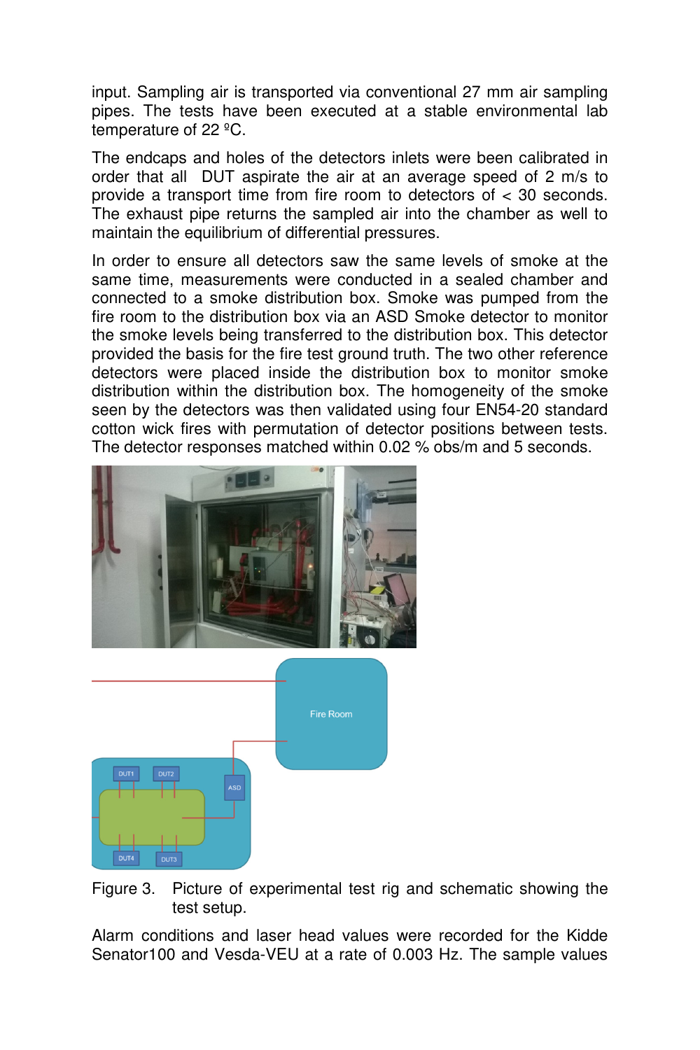input. Sampling air is transported via conventional 27 mm air sampling pipes. The tests have been executed at a stable environmental lab temperature of 22 ºC.

The endcaps and holes of the detectors inlets were been calibrated in order that all  DUT aspirate the air at an average speed of 2 m/s to provide a transport time from fire room to detectors of < 30 seconds. The exhaust pipe returns the sampled air into the chamber as well to maintain the equilibrium of differential pressures.

In order to ensure all detectors saw the same levels of smoke at the same time, measurements were conducted in a sealed chamber and connected to a smoke distribution box. Smoke was pumped from the fire room to the distribution box via an ASD Smoke detector to monitor the smoke levels being transferred to the distribution box. This detector provided the basis for the fire test ground truth. The two other reference detectors were placed inside the distribution box to monitor smoke distribution within the distribution box. The homogeneity of the smoke seen by the detectors was then validated using four EN54-20 standard cotton wick fires with permutation of detector positions between tests. The detector responses matched within 0.02 % obs/m and 5 seconds.

Figure 3. Picture of experimental test rig and schematic showing the test setup.

Alarm conditions and laser head values were recorded for the Kidde Senator100 and Vesda-VEU at a rate of 0.003 Hz. The sample values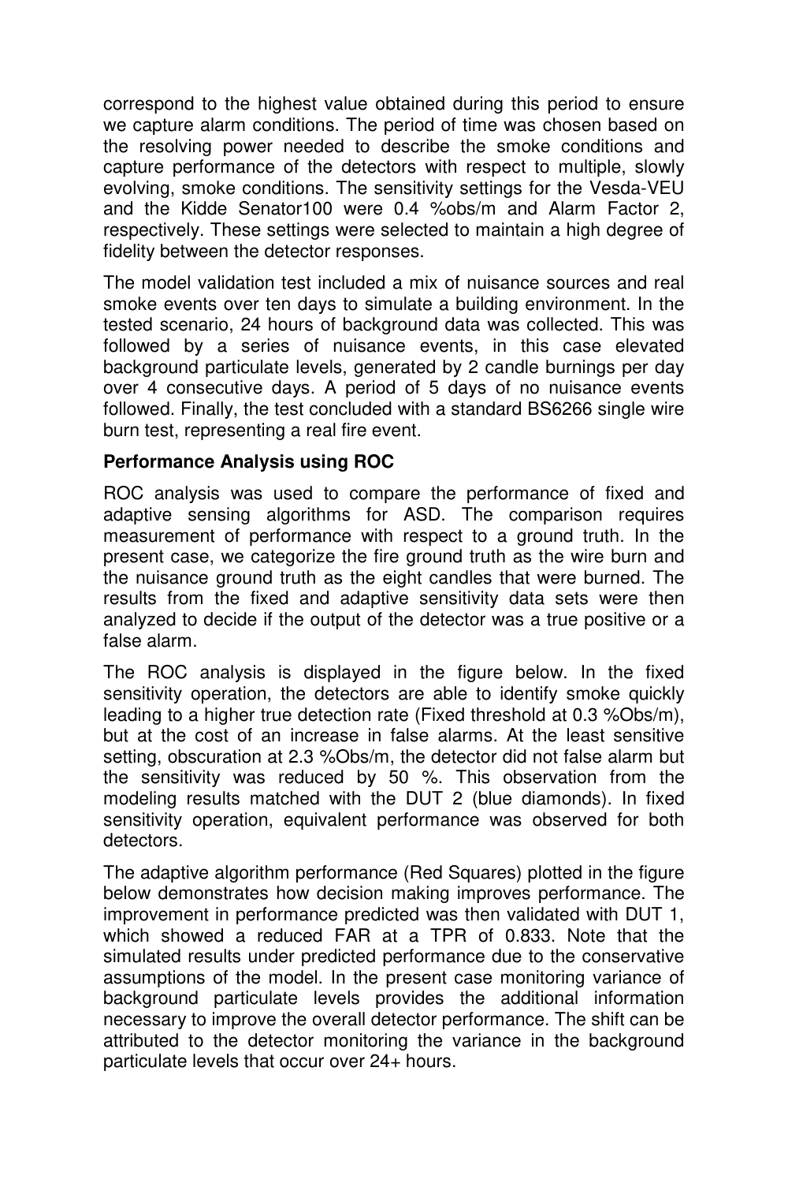correspond to the highest value obtained during this period to ensure we capture alarm conditions. The period of time was chosen based on the resolving power needed to describe the smoke conditions and capture performance of the detectors with respect to multiple, slowly evolving, smoke conditions. The sensitivity settings for the Vesda-VEU and the Kidde Senator100 were 0.4 %obs/m and Alarm Factor 2, respectively. These settings were selected to maintain a high degree of fidelity between the detector responses.

The model validation test included a mix of nuisance sources and real smoke events over ten days to simulate a building environment. In the tested scenario, 24 hours of background data was collected. This was followed by a series of nuisance events, in this case elevated background particulate levels, generated by 2 candle burnings per day over 4 consecutive days. A period of 5 days of no nuisance events followed. Finally, the test concluded with a standard BS6266 single wire burn test, representing a real fire event.

**Performance Analysis using ROC**

ROC analysis was used to compare the performance of fixed and adaptive sensing algorithms for ASD. The comparison requires measurement of performance with respect to a ground truth. In the present case, we categorize the fire ground truth as the wire burn and the nuisance ground truth as the eight candles that were burned. The results from the fixed and adaptive sensitivity data sets were then analyzed to decide if the output of the detector was a true positive or a false alarm.

The ROC analysis is displayed in the figure below. In the fixed sensitivity operation, the detectors are able to identify smoke quickly leading to a higher true detection rate (Fixed threshold at 0.3 %Obs/m), but at the cost of an increase in false alarms. At the least sensitive setting, obscuration at 2.3 %Obs/m, the detector did not false alarm but the sensitivity was reduced by 50 %. This observation from the modeling results matched with the DUT 2 (blue diamonds). In fixed sensitivity operation, equivalent performance was observed for both detectors.

The adaptive algorithm performance (Red Squares) plotted in the figure below demonstrates how decision making improves performance. The improvement in performance predicted was then validated with DUT 1, which showed a reduced FAR at a TPR of 0.833. Note that the simulated results under predicted performance due to the conservative assumptions of the model. In the present case monitoring variance of background particulate levels provides the additional information necessary to improve the overall detector performance. The shift can be attributed to the detector monitoring the variance in the background particulate levels that occur over 24+ hours.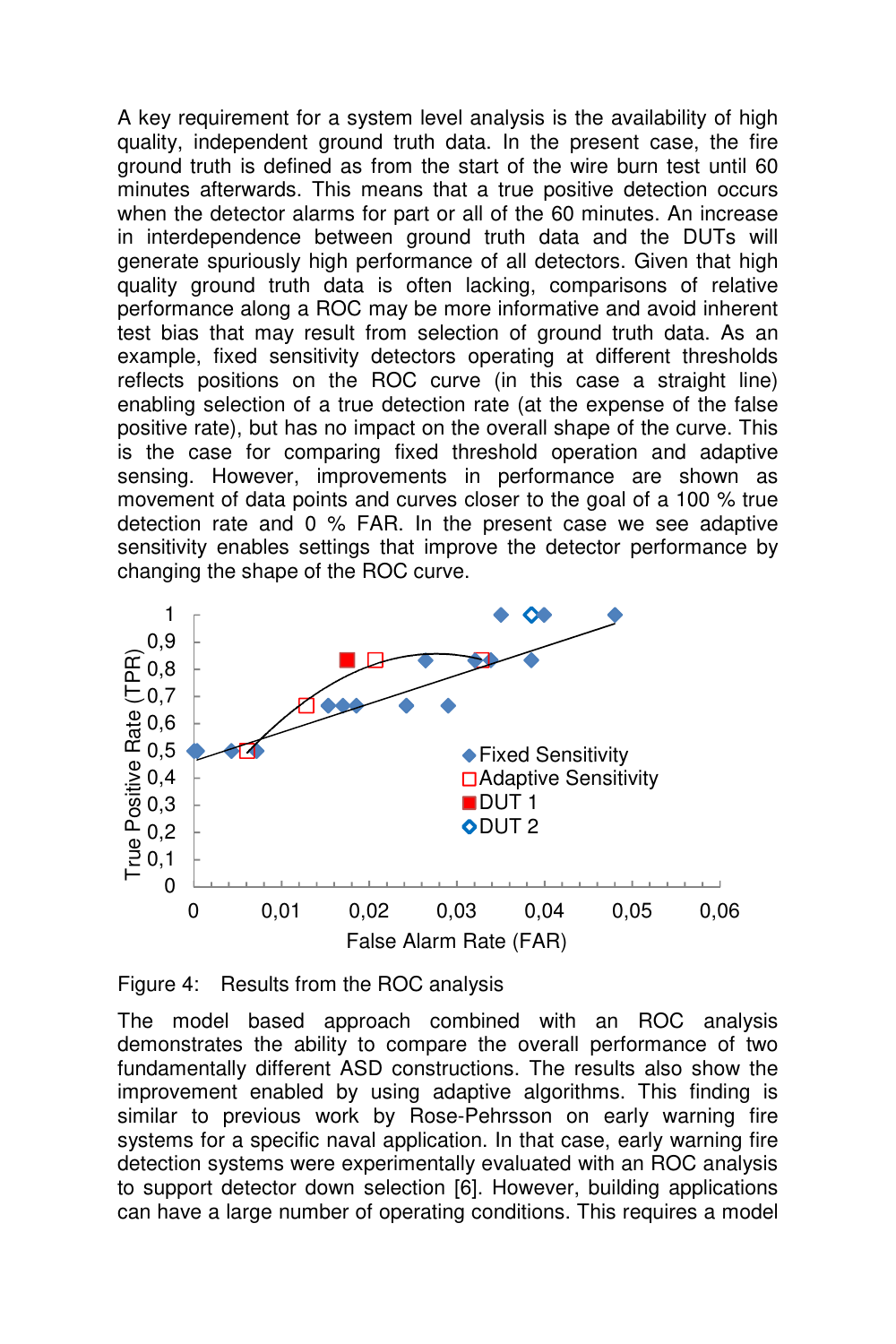A key requirement for a system level analysis is the availability of high quality, independent ground truth data. In the present case, the fire ground truth is defined as from the start of the wire burn test until 60 minutes afterwards. This means that a true positive detection occurs when the detector alarms for part or all of the 60 minutes. An increase in interdependence between ground truth data and the DUTs will generate spuriously high performance of all detectors. Given that high quality ground truth data is often lacking, comparisons of relative performance along a ROC may be more informative and avoid inherent test bias that may result from selection of ground truth data. As an example, fixed sensitivity detectors operating at different thresholds reflects positions on the ROC curve (in this case a straight line) enabling selection of a true detection rate (at the expense of the false positive rate), but has no impact on the overall shape of the curve. This is the case for comparing fixed threshold operation and adaptive sensing. However, improvements in performance are shown as movement of data points and curves closer to the goal of a 100 % true detection rate and 0 % FAR. In the present case we see adaptive sensitivity enables settings that improve the detector performance by changing the shape of the ROC curve.

Figure 4: Results from the ROC analysis

The model based approach combined with an ROC analysis demonstrates the ability to compare the overall performance of two fundamentally different ASD constructions. The results also show the improvement enabled by using adaptive algorithms. This finding is similar to previous work by Rose-Pehrsson on early warning fire systems for a specific naval application. In that case, early warning fire detection systems were experimentally evaluated with an ROC analysis to support detector down selection [6]. However, building applications can have a large number of operating conditions. This requires a model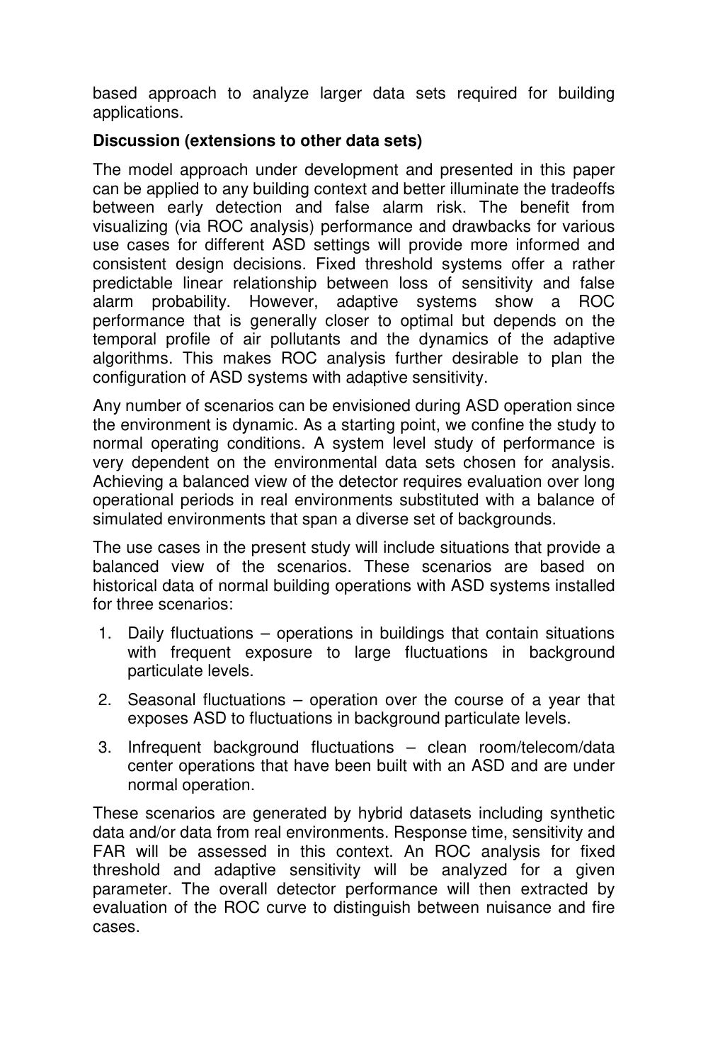based approach to analyze larger data sets required for building applications.

**Discussion (extensions to other data sets)**

The model approach under development and presented in this paper can be applied to any building context and better illuminate the tradeoffs between early detection and false alarm risk. The benefit from visualizing (via ROC analysis) performance and drawbacks for various use cases for different ASD settings will provide more informed and consistent design decisions. Fixed threshold systems offer a rather predictable linear relationship between loss of sensitivity and false alarm probability. However, adaptive systems show a ROC performance that is generally closer to optimal but depends on the temporal profile of air pollutants and the dynamics of the adaptive algorithms. This makes ROC analysis further desirable to plan the configuration of ASD systems with adaptive sensitivity.

Any number of scenarios can be envisioned during ASD operation since the environment is dynamic. As a starting point, we confine the study to normal operating conditions. A system level study of performance is very dependent on the environmental data sets chosen for analysis. Achieving a balanced view of the detector requires evaluation over long operational periods in real environments substituted with a balance of simulated environments that span a diverse set of backgrounds.

The use cases in the present study will include situations that provide a balanced view of the scenarios. These scenarios are based on historical data of normal building operations with ASD systems installed for three scenarios:

1. Daily fluctuations – operations in buildings that contain situations with frequent exposure to large fluctuations in background particulate levels.
2. Seasonal fluctuations – operation over the course of a year that exposes ASD to fluctuations in background particulate levels.
3. Infrequent background fluctuations – clean room/telecom/data center operations that have been built with an ASD and are under normal operation.

These scenarios are generated by hybrid datasets including synthetic data and/or data from real environments. Response time, sensitivity and FAR will be assessed in this context. An ROC analysis for fixed threshold and adaptive sensitivity will be analyzed for a given parameter. The overall detector performance will then extracted by evaluation of the ROC curve to distinguish between nuisance and fire cases.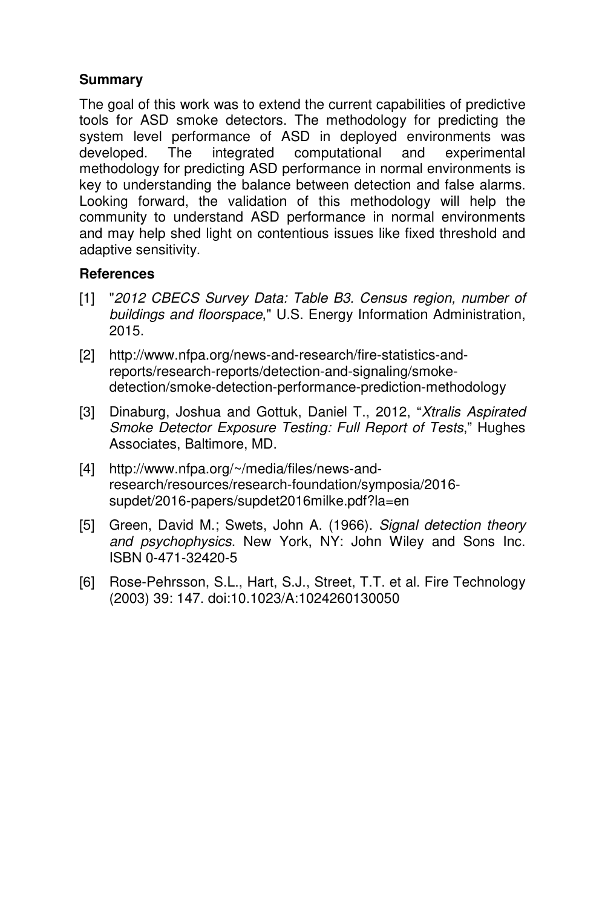## Summary

The goal of this work was to extend the current capabilities of predictive tools for ASD smoke detectors. The methodology for predicting the system level performance of ASD in deployed environments was developed. The integrated computational and experimental methodology for predicting ASD performance in normal environments is key to understanding the balance between detection and false alarms. Looking forward, the validation of this methodology will help the community to understand ASD performance in normal environments and may help shed light on contentious issues like fixed threshold and adaptive sensitivity.

## References

[1] "*2012 CBECS Survey Data: Table B3. Census region, number of buildings and floorspace*," U.S. Energy Information Administration, 2015.

[2] http://www.nfpa.org/news-and-research/fire-statistics-and-reports/research-reports/detection-and-signaling/smoke-detection/smoke-detection-performance-prediction-methodology

[3] Dinaburg, Joshua and Gottuk, Daniel T., 2012, "*Xtralis Aspirated Smoke Detector Exposure Testing: Full Report of Tests*," Hughes Associates, Baltimore, MD.

[4] http://www.nfpa.org/~/media/files/news-and-research/resources/research-foundation/symposia/2016-supdet/2016-papers/supdet2016milke.pdf?la=en

[5] Green, David M.; Swets, John A. (1966). *Signal detection theory and psychophysics*. New York, NY: John Wiley and Sons Inc. ISBN 0-471-32420-5

[6] Rose-Pehrsson, S.L., Hart, S.J., Street, T.T. et al. Fire Technology (2003) 39: 147. doi:10.1023/A:1024260130050